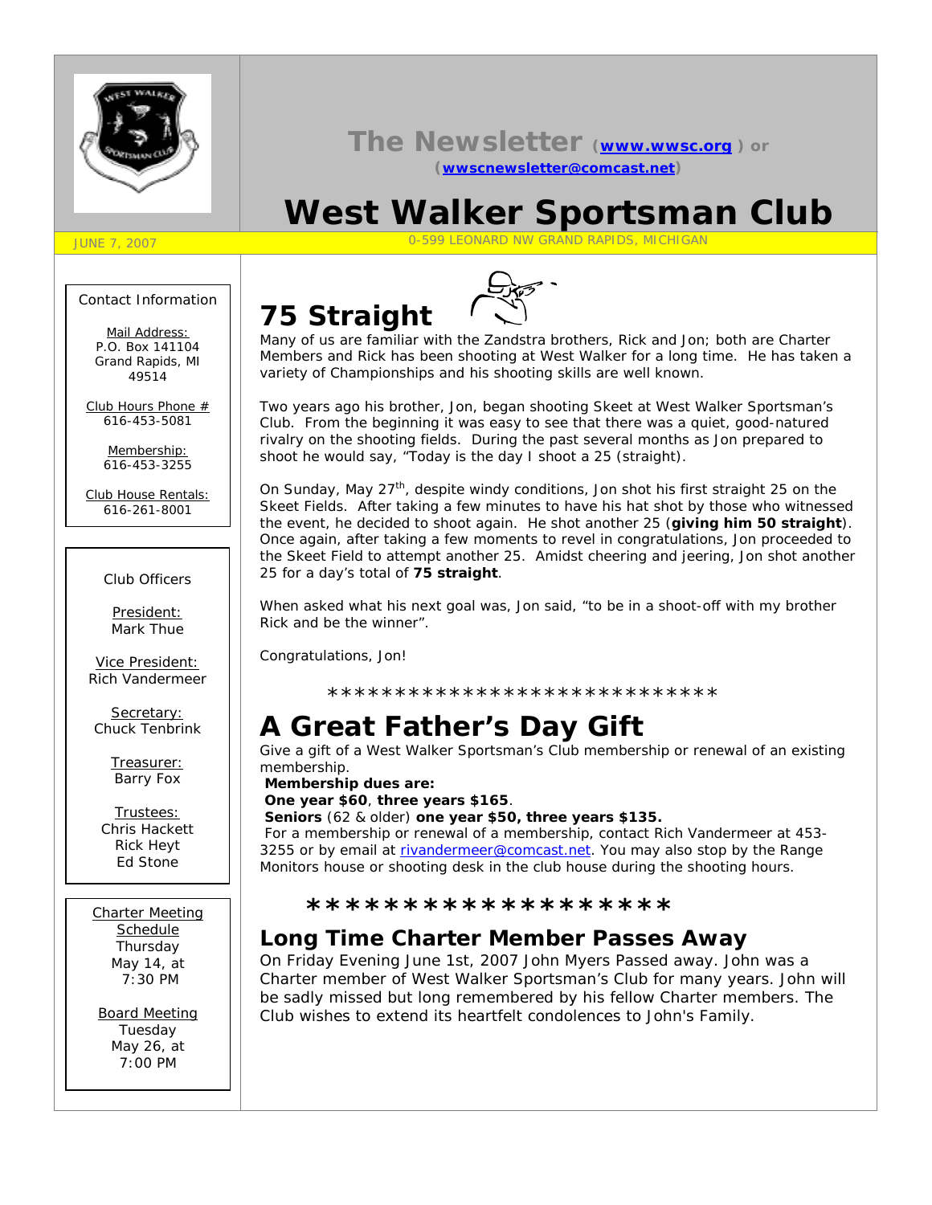# The Newsletter (www.wwsc.org) or (wwscnewsletter@comcast.net)

# West Walker Sportsman Club

JUNE 7, 2007

0-599 LEONARD NW GRAND RAPIDS, MICHIGAN

Contact Information

Mail Address:
P.O. Box 141104
Grand Rapids, MI
49514

Club Hours Phone #
616-453-5081

Membership:
616-453-3255

Club House Rentals:
616-261-8001

Club Officers

President:
Mark Thue

Vice President:
Rich Vandermeer

Secretary:
Chuck Tenbrink

Treasurer:
Barry Fox

Trustees:
Chris Hackett
Rick Heyt
Ed Stone

Charter Meeting Schedule
Thursday
May 14, at
7:30 PM

Board Meeting
Tuesday
May 26, at
7:00 PM

# 75 Straight

Many of us are familiar with the Zandstra brothers, Rick and Jon; both are Charter Members and Rick has been shooting at West Walker for a long time. He has taken a variety of Championships and his shooting skills are well known.

Two years ago his brother, Jon, began shooting Skeet at West Walker Sportsman's Club. From the beginning it was easy to see that there was a quiet, good-natured rivalry on the shooting fields. During the past several months as Jon prepared to shoot he would say, "Today is the day I shoot a 25 (straight).

On Sunday, May 27th, despite windy conditions, Jon shot his first straight 25 on the Skeet Fields. After taking a few minutes to have his hat shot by those who witnessed the event, he decided to shoot again. He shot another 25 (**giving him 50 straight**). Once again, after taking a few moments to revel in congratulations, Jon proceeded to the Skeet Field to attempt another 25. Amidst cheering and jeering, Jon shot another 25 for a day's total of **75 straight**.

When asked what his next goal was, Jon said, "to be in a shoot-off with my brother Rick and be the winner".

Congratulations, Jon!

*****************************

# A Great Father's Day Gift

Give a gift of a West Walker Sportsman's Club membership or renewal of an existing membership.
**Membership dues are:**
**One year $60**, **three years $165**.
**Seniors** (62 & older) **one year $50, three years $135.**
For a membership or renewal of a membership, contact Rich Vandermeer at 453-3255 or by email at rivandermeer@comcast.net. You may also stop by the Range Monitors house or shooting desk in the club house during the shooting hours.

*******************

## Long Time Charter Member Passes Away

On Friday Evening June 1st, 2007 John Myers Passed away. John was a Charter member of West Walker Sportsman's Club for many years. John will be sadly missed but long remembered by his fellow Charter members. The Club wishes to extend its heartfelt condolences to John's Family.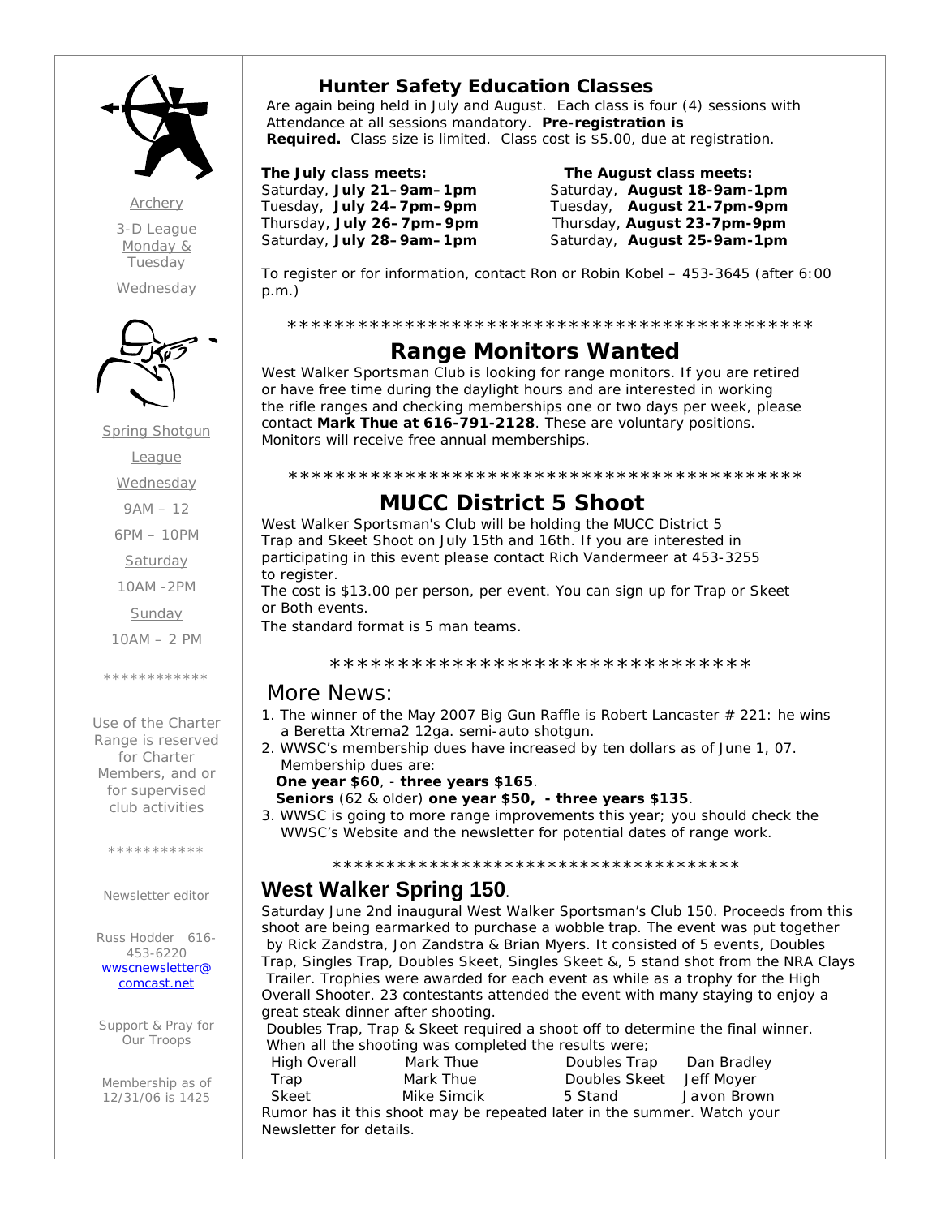Archery

3-D League
Monday & Tuesday

Wednesday

Spring Shotgun League

Wednesday

9AM – 12

6PM – 10PM

Saturday

10AM -2PM

Sunday

10AM – 2 PM

************

Use of the Charter Range is reserved for Charter Members, and or for supervised club activities

***********

Newsletter editor

Russ Hodder 616-453-6220
wwscnewsletter@comcast.net

Support & Pray for Our Troops

Membership as of 12/31/06 is 1425

## Hunter Safety Education Classes

Are again being held in July and August. Each class is four (4) sessions with Attendance at all sessions mandatory. **Pre-registration is Required.** Class size is limited. Class cost is $5.00, due at registration.

| **The July class meets:** | **The August class meets:** |
|---|---|
| Saturday, **July 21–9am–1pm** | Saturday, **August 18-9am-1pm** |
| Tuesday, **July 24–7pm–9pm** | Tuesday, **August 21-7pm-9pm** |
| Thursday, **July 26–7pm–9pm** | Thursday, **August 23-7pm-9pm** |
| Saturday, **July 28–9am–1pm** | Saturday, **August 25-9am-1pm** |

To register or for information, contact Ron or Robin Kobel – 453-3645 (after 6:00 p.m.)

*********************************************

## Range Monitors Wanted

West Walker Sportsman Club is looking for range monitors. If you are retired or have free time during the daylight hours and are interested in working the rifle ranges and checking memberships one or two days per week, please contact **Mark Thue at 616-791-2128**. These are voluntary positions. Monitors will receive free annual memberships.

*********************************************

## MUCC District 5 Shoot

West Walker Sportsman's Club will be holding the MUCC District 5 Trap and Skeet Shoot on July 15th and 16th. If you are interested in participating in this event please contact Rich Vandermeer at 453-3255 to register.

The cost is $13.00 per person, per event. You can sign up for Trap or Skeet or Both events.

The standard format is 5 man teams.

*******************************

## More News:

1. The winner of the May 2007 Big Gun Raffle is Robert Lancaster # 221: he wins a Beretta Xtrema2 12ga. semi-auto shotgun.
2. WWSC's membership dues have increased by ten dollars as of June 1, 07. Membership dues are:
   **One year $60**, - **three years $165**.
   **Seniors** (62 & older) **one year $50, - three years $135**.
3. WWSC is going to more range improvements this year; you should check the WWSC's Website and the newsletter for potential dates of range work.

*************************************

## West Walker Spring 150.

Saturday June 2nd inaugural West Walker Sportsman's Club 150. Proceeds from this shoot are being earmarked to purchase a wobble trap. The event was put together by Rick Zandstra, Jon Zandstra & Brian Myers. It consisted of 5 events, Doubles Trap, Singles Trap, Doubles Skeet, Singles Skeet &, 5 stand shot from the NRA Clays Trailer. Trophies were awarded for each event as while as a trophy for the High Overall Shooter. 23 contestants attended the event with many staying to enjoy a great steak dinner after shooting.

Doubles Trap, Trap & Skeet required a shoot off to determine the final winner. When all the shooting was completed the results were;

| | | | |
|---|---|---|---|
| High Overall | Mark Thue | Doubles Trap | Dan Bradley |
| Trap | Mark Thue | Doubles Skeet | Jeff Moyer |
| Skeet | Mike Simcik | 5 Stand | Javon Brown |

Rumor has it this shoot may be repeated later in the summer. Watch your Newsletter for details.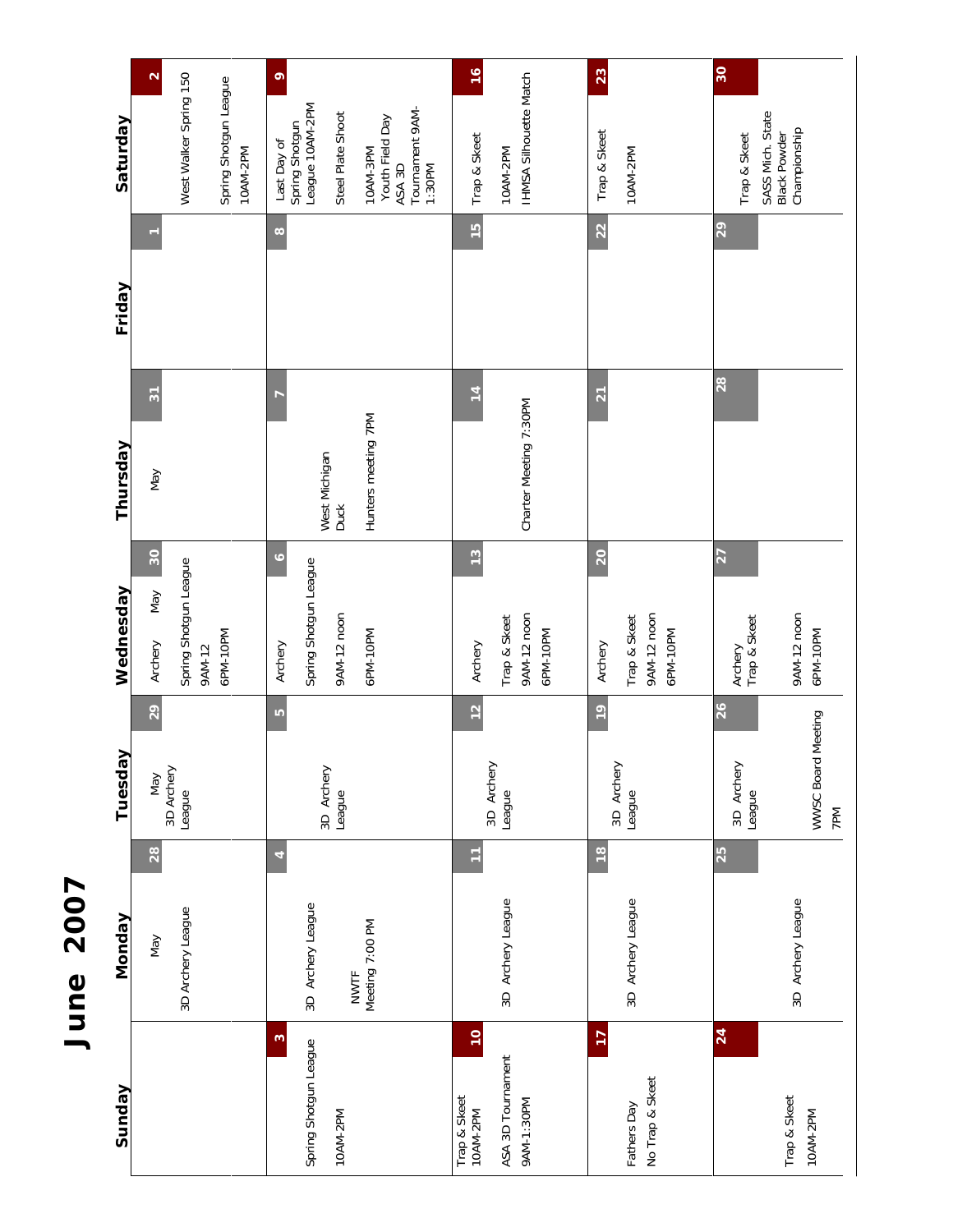# June 2007

| Sunday | Monday | Tuesday | Wednesday | Thursday | Friday | Saturday |
|---|---|---|---|---|---|---|
| | 28 May<br>3D Archery League | 29 May<br>3D Archery League | 30 May<br>Archery<br>Spring Shotgun League<br>9AM-12<br>6PM-10PM | 31 May | 1 | 2<br>West Walker Spring 150<br>Spring Shotgun League<br>10AM-2PM |
| 3<br>Spring Shotgun League<br>10AM-2PM | 4<br>3D Archery League<br>NWTF Meeting 7:00 PM | 5<br>3D Archery League | 6<br>Archery<br>Spring Shotgun League<br>9AM-12 noon<br>6PM-10PM | 7<br>West Michigan Duck<br>Hunters meeting 7PM | 8 | 9<br>Last Day of Spring Shotgun League 10AM-2PM<br>Steel Plate Shoot<br>10AM-3PM Youth Field Day<br>ASA 3D Tournament 9AM-1:30PM |
| 10<br>Trap & Skeet 10AM-2PM<br>ASA 3D Tournament<br>9AM-1:30PM | 11<br>3D Archery League | 12<br>3D Archery League | 13<br>Archery<br>Trap & Skeet<br>9AM-12 noon<br>6PM-10PM | 14<br>Charter Meeting 7:30PM | 15 | 16<br>Trap & Skeet<br>10AM-2PM<br>IHMSA Silhouette Match |
| 17<br>Fathers Day<br>No Trap & Skeet | 18<br>3D Archery League | 19<br>3D Archery League | 20<br>Archery<br>Trap & Skeet<br>9AM-12 noon<br>6PM-10PM | 21 | 22 | 23<br>Trap & Skeet<br>10AM-2PM |
| 24<br>Trap & Skeet<br>10AM-2PM | 25<br>3D Archery League | 26<br>3D Archery League<br>WWSC Board Meeting<br>7PM | 27<br>Archery<br>Trap & Skeet<br>9AM-12 noon<br>6PM-10PM | 28 | 29 | 30<br>Trap & Skeet<br>SASS Mich. State Black Powder Championship |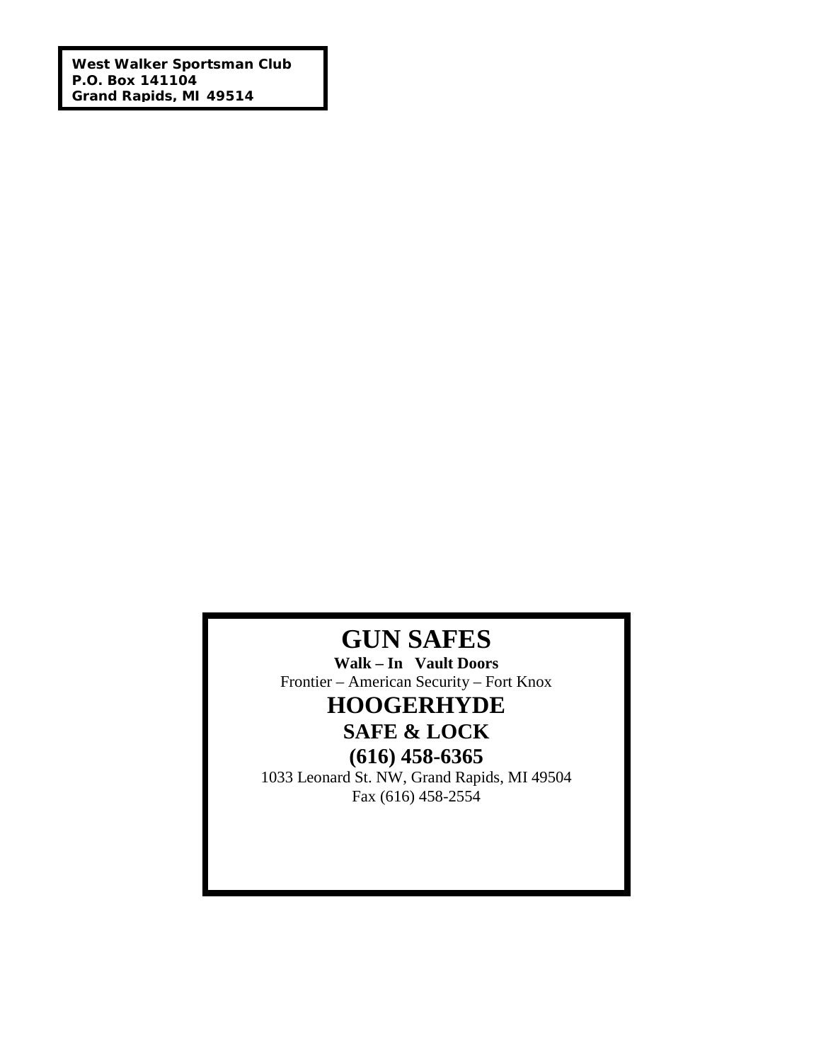**West Walker Sportsman Club**
**P.O. Box 141104**
**Grand Rapids, MI 49514**

# GUN SAFES

**Walk – In Vault Doors**

Frontier – American Security – Fort Knox

## HOOGERHYDE

### SAFE & LOCK

### (616) 458-6365

1033 Leonard St. NW, Grand Rapids, MI 49504

Fax (616) 458-2554